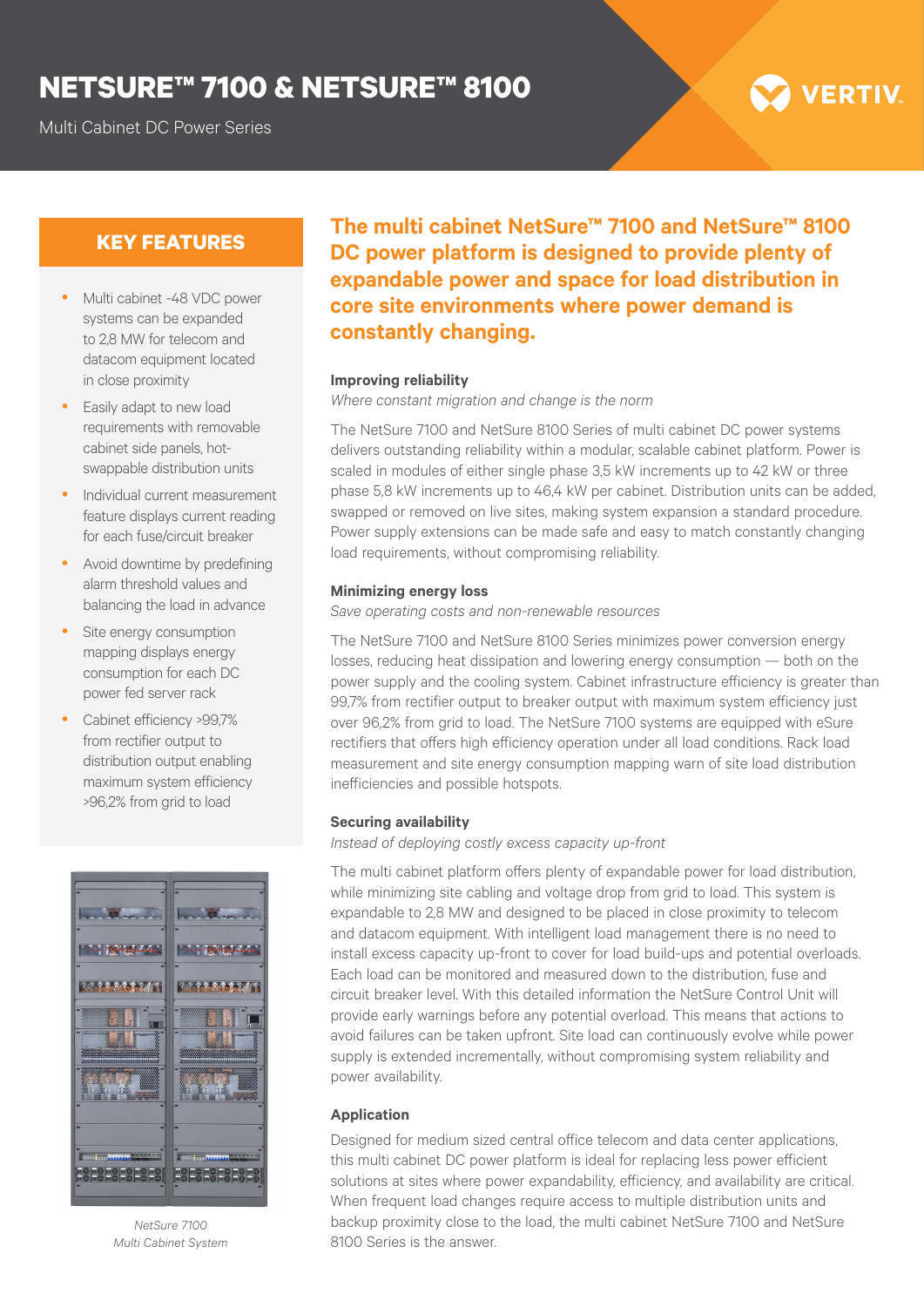# NETSURE™ 7100 & NETSURE™ 8100

Multi Cabinet DC Power Series

## KEY FEATURES

- Multi cabinet -48 VDC power systems can be expanded to 2,8 MW for telecom and datacom equipment located in close proximity
- Easily adapt to new load requirements with removable cabinet side panels, hot-swappable distribution units
- Individual current measurement feature displays current reading for each fuse/circuit breaker
- Avoid downtime by predefining alarm threshold values and balancing the load in advance
- Site energy consumption mapping displays energy consumption for each DC power fed server rack
- Cabinet efficiency >99,7% from rectifier output to distribution output enabling maximum system efficiency >96,2% from grid to load

*NetSure 7100 Multi Cabinet System*

**The multi cabinet NetSure™ 7100 and NetSure™ 8100 DC power platform is designed to provide plenty of expandable power and space for load distribution in core site environments where power demand is constantly changing.**

### Improving reliability

*Where constant migration and change is the norm*

The NetSure 7100 and NetSure 8100 Series of multi cabinet DC power systems delivers outstanding reliability within a modular, scalable cabinet platform. Power is scaled in modules of either single phase 3,5 kW increments up to 42 kW or three phase 5,8 kW increments up to 46,4 kW per cabinet. Distribution units can be added, swapped or removed on live sites, making system expansion a standard procedure. Power supply extensions can be made safe and easy to match constantly changing load requirements, without compromising reliability.

### Minimizing energy loss

*Save operating costs and non-renewable resources*

The NetSure 7100 and NetSure 8100 Series minimizes power conversion energy losses, reducing heat dissipation and lowering energy consumption — both on the power supply and the cooling system. Cabinet infrastructure efficiency is greater than 99,7% from rectifier output to breaker output with maximum system efficiency just over 96,2% from grid to load. The NetSure 7100 systems are equipped with eSure rectifiers that offers high efficiency operation under all load conditions. Rack load measurement and site energy consumption mapping warn of site load distribution inefficiencies and possible hotspots.

### Securing availability

*Instead of deploying costly excess capacity up-front*

The multi cabinet platform offers plenty of expandable power for load distribution, while minimizing site cabling and voltage drop from grid to load. This system is expandable to 2,8 MW and designed to be placed in close proximity to telecom and datacom equipment. With intelligent load management there is no need to install excess capacity up-front to cover for load build-ups and potential overloads. Each load can be monitored and measured down to the distribution, fuse and circuit breaker level. With this detailed information the NetSure Control Unit will provide early warnings before any potential overload. This means that actions to avoid failures can be taken upfront. Site load can continuously evolve while power supply is extended incrementally, without compromising system reliability and power availability.

### Application

Designed for medium sized central office telecom and data center applications, this multi cabinet DC power platform is ideal for replacing less power efficient solutions at sites where power expandability, efficiency, and availability are critical. When frequent load changes require access to multiple distribution units and backup proximity close to the load, the multi cabinet NetSure 7100 and NetSure 8100 Series is the answer.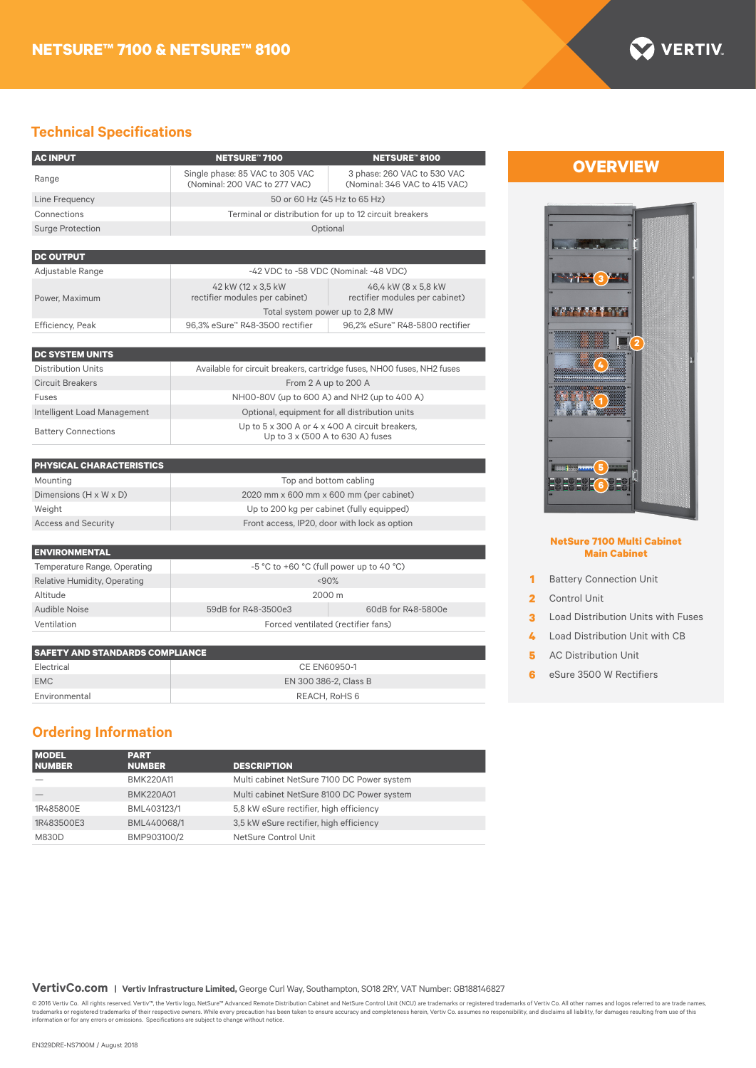# NETSURE™ 7100 & NETSURE™ 8100

## Technical Specifications

| AC INPUT | NETSURE™ 7100 | NETSURE™ 8100 |
|---|---|---|
| Range | Single phase: 85 VAC to 305 VAC (Nominal: 200 VAC to 277 VAC) | 3 phase: 260 VAC to 530 VAC (Nominal: 346 VAC to 415 VAC) |
| Line Frequency | 50 or 60 Hz (45 Hz to 65 Hz) | |
| Connections | Terminal or distribution for up to 12 circuit breakers | |
| Surge Protection | Optional | |

| DC OUTPUT | | |
|---|---|---|
| Adjustable Range | -42 VDC to -58 VDC (Nominal: -48 VDC) | |
| Power, Maximum | 42 kW (12 x 3,5 kW rectifier modules per cabinet) | 46,4 kW (8 x 5,8 kW rectifier modules per cabinet) |
| | Total system power up to 2,8 MW | |
| Efficiency, Peak | 96,3% eSure™ R48-3500 rectifier | 96,2% eSure™ R48-5800 rectifier |

| DC SYSTEM UNITS | |
|---|---|
| Distribution Units | Available for circuit breakers, cartridge fuses, NH00 fuses, NH2 fuses |
| Circuit Breakers | From 2 A up to 200 A |
| Fuses | NH00-80V (up to 600 A) and NH2 (up to 400 A) |
| Intelligent Load Management | Optional, equipment for all distribution units |
| Battery Connections | Up to 5 x 300 A or 4 x 400 A circuit breakers, Up to 3 x (500 A to 630 A) fuses |

| PHYSICAL CHARACTERISTICS | |
|---|---|
| Mounting | Top and bottom cabling |
| Dimensions (H x W x D) | 2020 mm x 600 mm x 600 mm (per cabinet) |
| Weight | Up to 200 kg per cabinet (fully equipped) |
| Access and Security | Front access, IP20, door with lock as option |

| ENVIRONMENTAL | | |
|---|---|---|
| Temperature Range, Operating | -5 °C to +60 °C (full power up to 40 °C) | |
| Relative Humidity, Operating | <90% | |
| Altitude | 2000 m | |
| Audible Noise | 59dB for R48-3500e3 | 60dB for R48-5800e |
| Ventilation | Forced ventilated (rectifier fans) | |

| SAFETY AND STANDARDS COMPLIANCE | |
|---|---|
| Electrical | CE EN60950-1 |
| EMC | EN 300 386-2, Class B |
| Environmental | REACH, RoHS 6 |

## Ordering Information

| MODEL NUMBER | PART NUMBER | DESCRIPTION |
|---|---|---|
| — | BMK220A11 | Multi cabinet NetSure 7100 DC Power system |
| — | BMK220A01 | Multi cabinet NetSure 8100 DC Power system |
| 1R485800E | BML403123/1 | 5,8 kW eSure rectifier, high efficiency |
| 1R483500E3 | BML440068/1 | 3,5 kW eSure rectifier, high efficiency |
| M830D | BMP903100/2 | NetSure Control Unit |

## OVERVIEW

**NetSure 7100 Multi Cabinet Main Cabinet**

1. Battery Connection Unit
2. Control Unit
3. Load Distribution Units with Fuses
4. Load Distribution Unit with CB
5. AC Distribution Unit
6. eSure 3500 W Rectifiers

**VertivCo.com** | **Vertiv Infrastructure Limited,** George Curl Way, Southampton, SO18 2RY, VAT Number: GB188146827

© 2016 Vertiv Co. All rights reserved. Vertiv™, the Vertiv logo, NetSure™ Advanced Remote Distribution Cabinet and NetSure Control Unit (NCU) are trademarks or registered trademarks of Vertiv Co. All other names and logos referred to are trade names, trademarks or registered trademarks of their respective owners. While every precaution has been taken to ensure accuracy and completeness herein, Vertiv Co. assumes no responsibility, and disclaims all liability, for damages resulting from use of this information or for any errors or omissions. Specifications are subject to change without notice.

EN329DRE-NS7100M / August 2018